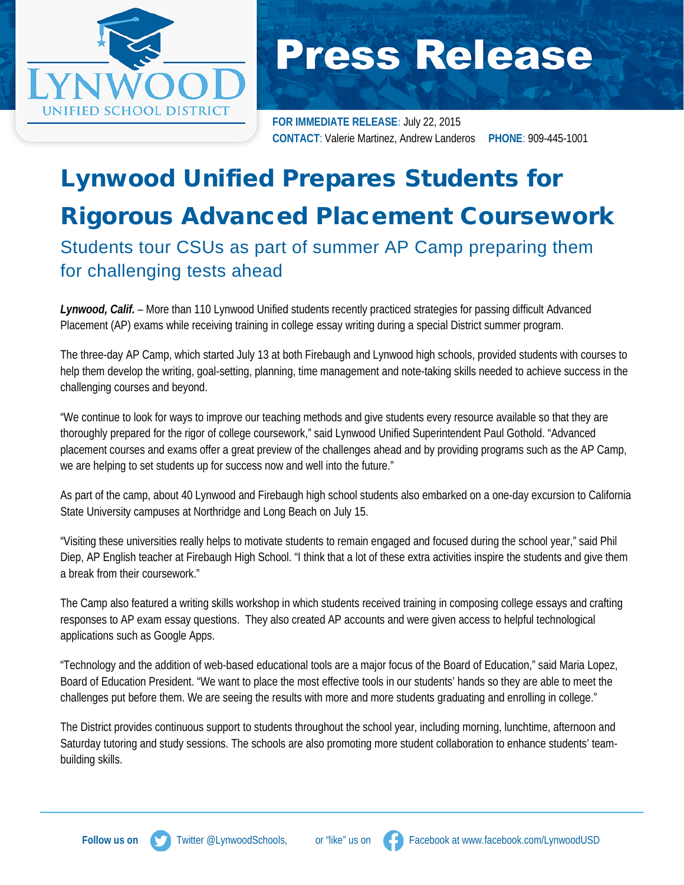Lynwood Unified School District

# Press Release

**FOR IMMEDIATE RELEASE**: July 22, 2015
**CONTACT**: Valerie Martinez, Andrew Landeros **PHONE**: 909-445-1001

# Lynwood Unified Prepares Students for Rigorous Advanced Placement Coursework

## Students tour CSUs as part of summer AP Camp preparing them for challenging tests ahead

***Lynwood, Calif.*** – More than 110 Lynwood Unified students recently practiced strategies for passing difficult Advanced Placement (AP) exams while receiving training in college essay writing during a special District summer program.

The three-day AP Camp, which started July 13 at both Firebaugh and Lynwood high schools, provided students with courses to help them develop the writing, goal-setting, planning, time management and note-taking skills needed to achieve success in the challenging courses and beyond.

"We continue to look for ways to improve our teaching methods and give students every resource available so that they are thoroughly prepared for the rigor of college coursework," said Lynwood Unified Superintendent Paul Gothold. "Advanced placement courses and exams offer a great preview of the challenges ahead and by providing programs such as the AP Camp, we are helping to set students up for success now and well into the future."

As part of the camp, about 40 Lynwood and Firebaugh high school students also embarked on a one-day excursion to California State University campuses at Northridge and Long Beach on July 15.

"Visiting these universities really helps to motivate students to remain engaged and focused during the school year," said Phil Diep, AP English teacher at Firebaugh High School. "I think that a lot of these extra activities inspire the students and give them a break from their coursework."

The Camp also featured a writing skills workshop in which students received training in composing college essays and crafting responses to AP exam essay questions. They also created AP accounts and were given access to helpful technological applications such as Google Apps.

"Technology and the addition of web-based educational tools are a major focus of the Board of Education," said Maria Lopez, Board of Education President. "We want to place the most effective tools in our students' hands so they are able to meet the challenges put before them. We are seeing the results with more and more students graduating and enrolling in college."

The District provides continuous support to students throughout the school year, including morning, lunchtime, afternoon and Saturday tutoring and study sessions. The schools are also promoting more student collaboration to enhance students' team-building skills.

**Follow us on** Twitter @LynwoodSchools, or "like" us on Facebook at www.facebook.com/LynwoodUSD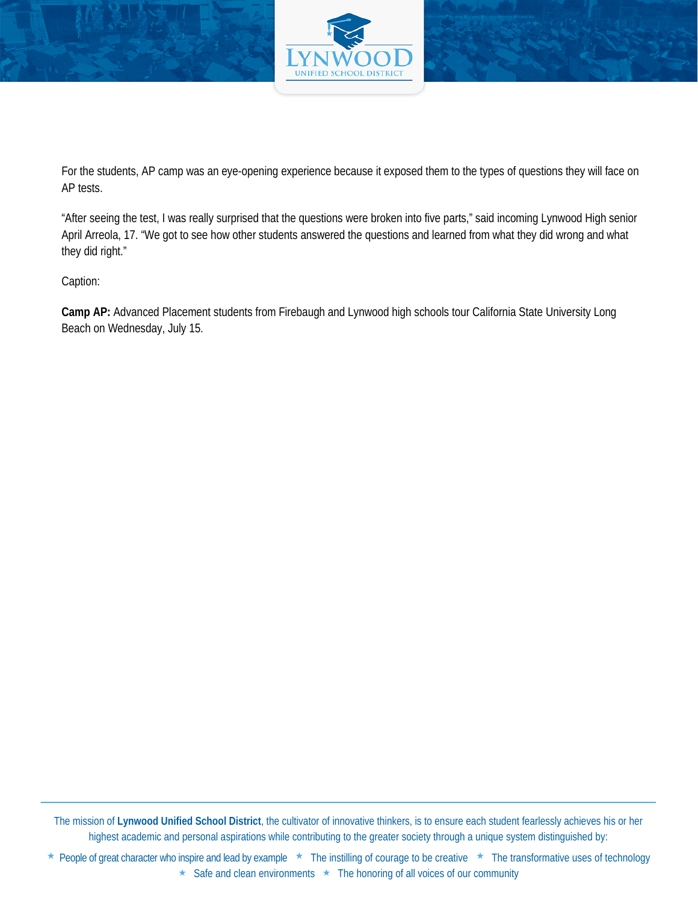For the students, AP camp was an eye-opening experience because it exposed them to the types of questions they will face on AP tests.

“After seeing the test, I was really surprised that the questions were broken into five parts,” said incoming Lynwood High senior April Arreola, 17. “We got to see how other students answered the questions and learned from what they did wrong and what they did right.”

Caption:

**Camp AP:** Advanced Placement students from Firebaugh and Lynwood high schools tour California State University Long Beach on Wednesday, July 15.